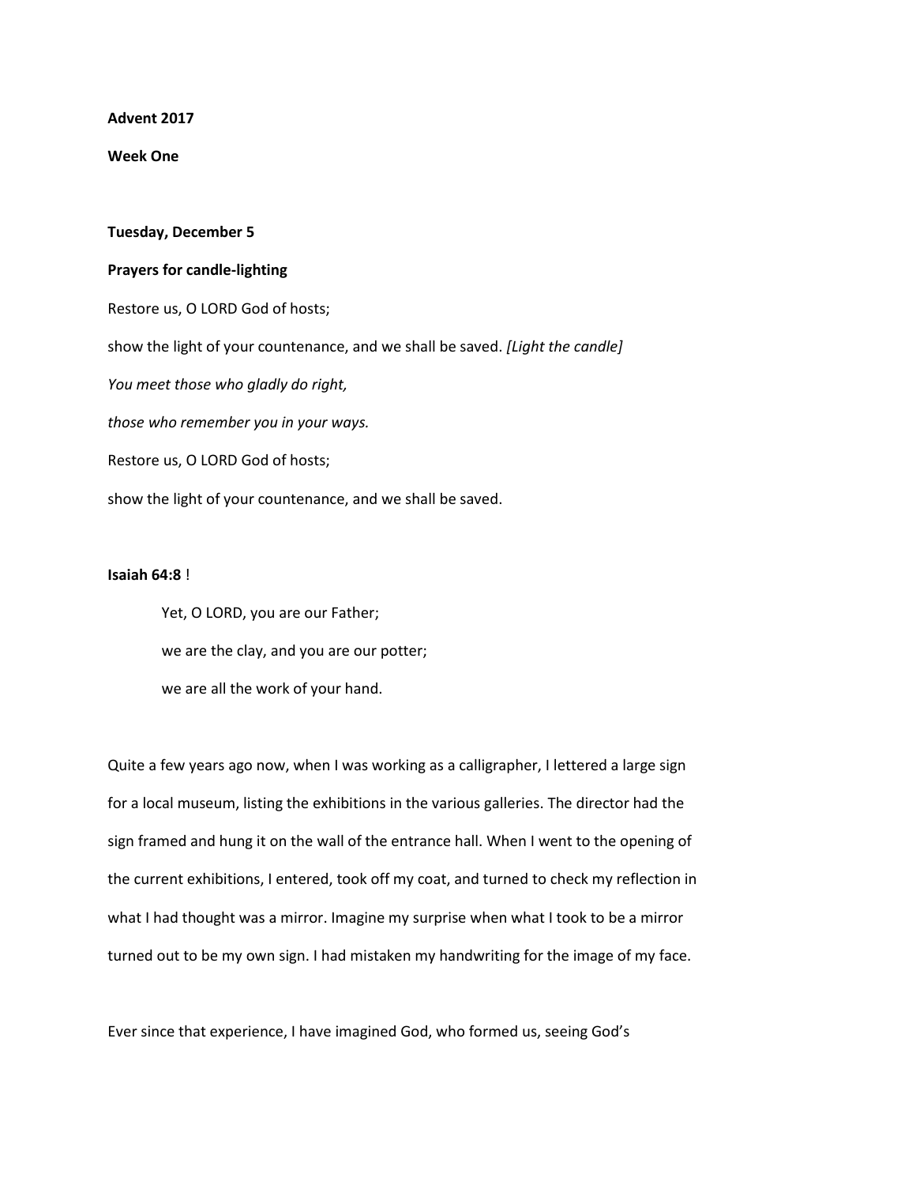**Advent 2017**

**Week One**

**Tuesday, December 5**

**Prayers for candle-lighting**

Restore us, O LORD God of hosts;

show the light of your countenance, and we shall be saved. *[Light the candle]*

*You meet those who gladly do right,*

*those who remember you in your ways.*

Restore us, O LORD God of hosts;

show the light of your countenance, and we shall be saved.

**Isaiah 64:8** !

> Yet, O LORD, you are our Father;
>
> we are the clay, and you are our potter;
>
> we are all the work of your hand.

Quite a few years ago now, when I was working as a calligrapher, I lettered a large sign for a local museum, listing the exhibitions in the various galleries. The director had the sign framed and hung it on the wall of the entrance hall. When I went to the opening of the current exhibitions, I entered, took off my coat, and turned to check my reflection in what I had thought was a mirror. Imagine my surprise when what I took to be a mirror turned out to be my own sign. I had mistaken my handwriting for the image of my face.

Ever since that experience, I have imagined God, who formed us, seeing God's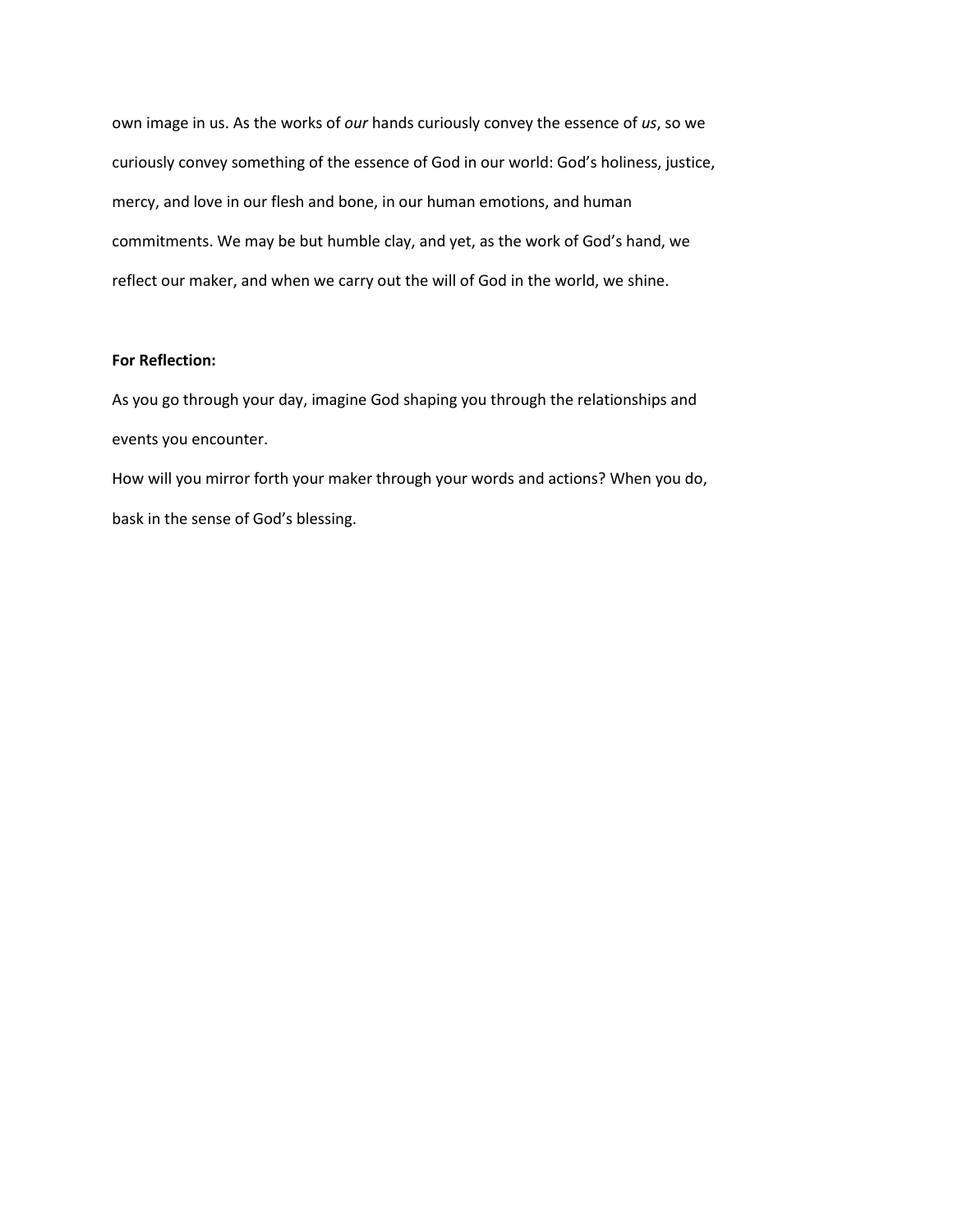own image in us. As the works of *our* hands curiously convey the essence of *us*, so we curiously convey something of the essence of God in our world: God's holiness, justice, mercy, and love in our flesh and bone, in our human emotions, and human commitments. We may be but humble clay, and yet, as the work of God's hand, we reflect our maker, and when we carry out the will of God in the world, we shine.

**For Reflection:**

As you go through your day, imagine God shaping you through the relationships and events you encounter.

How will you mirror forth your maker through your words and actions? When you do, bask in the sense of God's blessing.